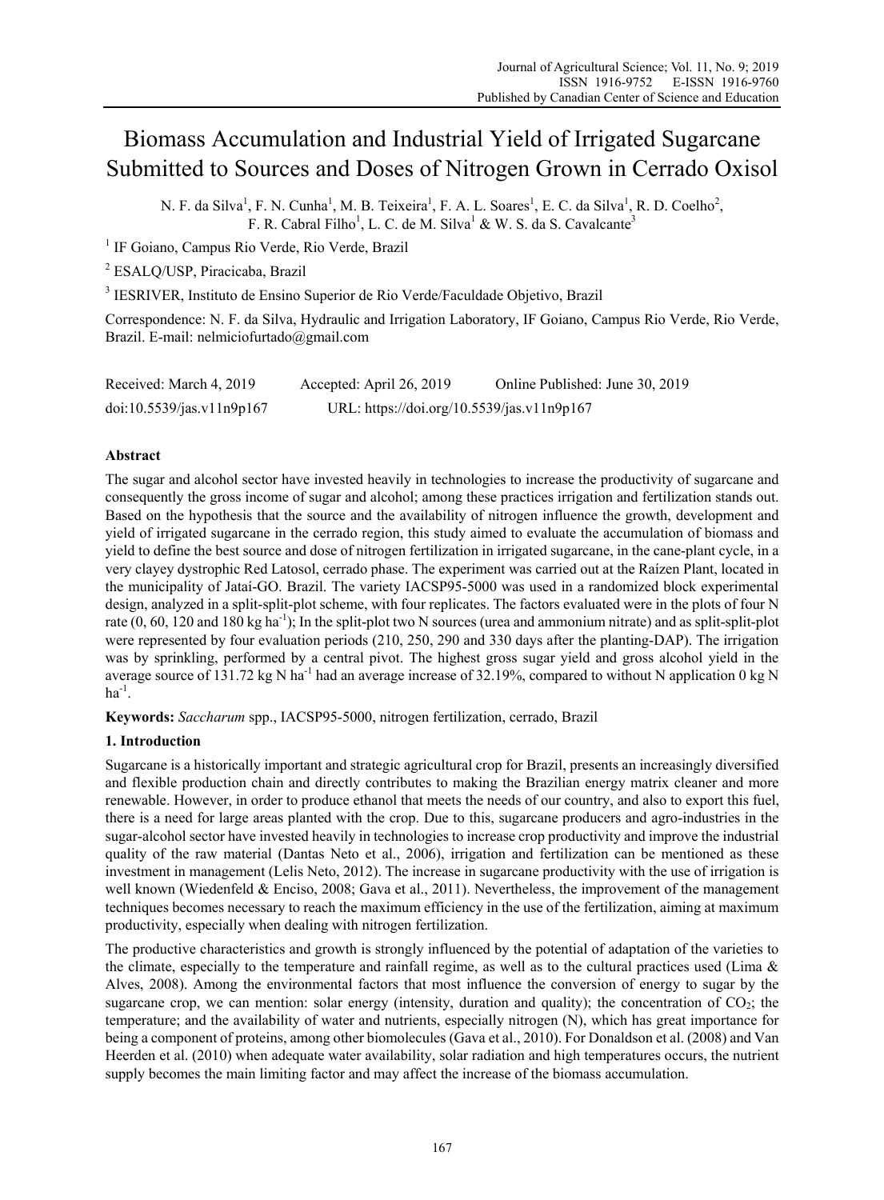# Biomass Accumulation and Industrial Yield of Irrigated Sugarcane Submitted to Sources and Doses of Nitrogen Grown in Cerrado Oxisol

N. F. da Silva[1], F. N. Cunha[1], M. B. Teixeira[1], F. A. L. Soares[1], E. C. da Silva[1], R. D. Coelho[2], F. R. Cabral Filho[1], L. C. de M. Silva[1] & W. S. da S. Cavalcante[3]

[1] IF Goiano, Campus Rio Verde, Rio Verde, Brazil

[2] ESALQ/USP, Piracicaba, Brazil

[3] IESRIVER, Instituto de Ensino Superior de Rio Verde/Faculdade Objetivo, Brazil

Correspondence: N. F. da Silva, Hydraulic and Irrigation Laboratory, IF Goiano, Campus Rio Verde, Rio Verde, Brazil. E-mail: nelmiciofurtado@gmail.com

Received: March 4, 2019 Accepted: April 26, 2019 Online Published: June 30, 2019

doi:10.5539/jas.v11n9p167 URL: https://doi.org/10.5539/jas.v11n9p167

## Abstract

The sugar and alcohol sector have invested heavily in technologies to increase the productivity of sugarcane and consequently the gross income of sugar and alcohol; among these practices irrigation and fertilization stands out. Based on the hypothesis that the source and the availability of nitrogen influence the growth, development and yield of irrigated sugarcane in the cerrado region, this study aimed to evaluate the accumulation of biomass and yield to define the best source and dose of nitrogen fertilization in irrigated sugarcane, in the cane-plant cycle, in a very clayey dystrophic Red Latosol, cerrado phase. The experiment was carried out at the Raízen Plant, located in the municipality of Jataí-GO. Brazil. The variety IACSP95-5000 was used in a randomized block experimental design, analyzed in a split-split-plot scheme, with four replicates. The factors evaluated were in the plots of four N rate (0, 60, 120 and 180 kg ha$^{-1}$); In the split-plot two N sources (urea and ammonium nitrate) and as split-split-plot were represented by four evaluation periods (210, 250, 290 and 330 days after the planting-DAP). The irrigation was by sprinkling, performed by a central pivot. The highest gross sugar yield and gross alcohol yield in the average source of 131.72 kg N ha$^{-1}$ had an average increase of 32.19%, compared to without N application 0 kg N ha$^{-1}$.

**Keywords:** *Saccharum* spp., IACSP95-5000, nitrogen fertilization, cerrado, Brazil

## 1. Introduction

Sugarcane is a historically important and strategic agricultural crop for Brazil, presents an increasingly diversified and flexible production chain and directly contributes to making the Brazilian energy matrix cleaner and more renewable. However, in order to produce ethanol that meets the needs of our country, and also to export this fuel, there is a need for large areas planted with the crop. Due to this, sugarcane producers and agro-industries in the sugar-alcohol sector have invested heavily in technologies to increase crop productivity and improve the industrial quality of the raw material (Dantas Neto et al., 2006), irrigation and fertilization can be mentioned as these investment in management (Lelis Neto, 2012). The increase in sugarcane productivity with the use of irrigation is well known (Wiedenfeld & Enciso, 2008; Gava et al., 2011). Nevertheless, the improvement of the management techniques becomes necessary to reach the maximum efficiency in the use of the fertilization, aiming at maximum productivity, especially when dealing with nitrogen fertilization.

The productive characteristics and growth is strongly influenced by the potential of adaptation of the varieties to the climate, especially to the temperature and rainfall regime, as well as to the cultural practices used (Lima & Alves, 2008). Among the environmental factors that most influence the conversion of energy to sugar by the sugarcane crop, we can mention: solar energy (intensity, duration and quality); the concentration of $CO_2$; the temperature; and the availability of water and nutrients, especially nitrogen (N), which has great importance for being a component of proteins, among other biomolecules (Gava et al., 2010). For Donaldson et al. (2008) and Van Heerden et al. (2010) when adequate water availability, solar radiation and high temperatures occurs, the nutrient supply becomes the main limiting factor and may affect the increase of the biomass accumulation.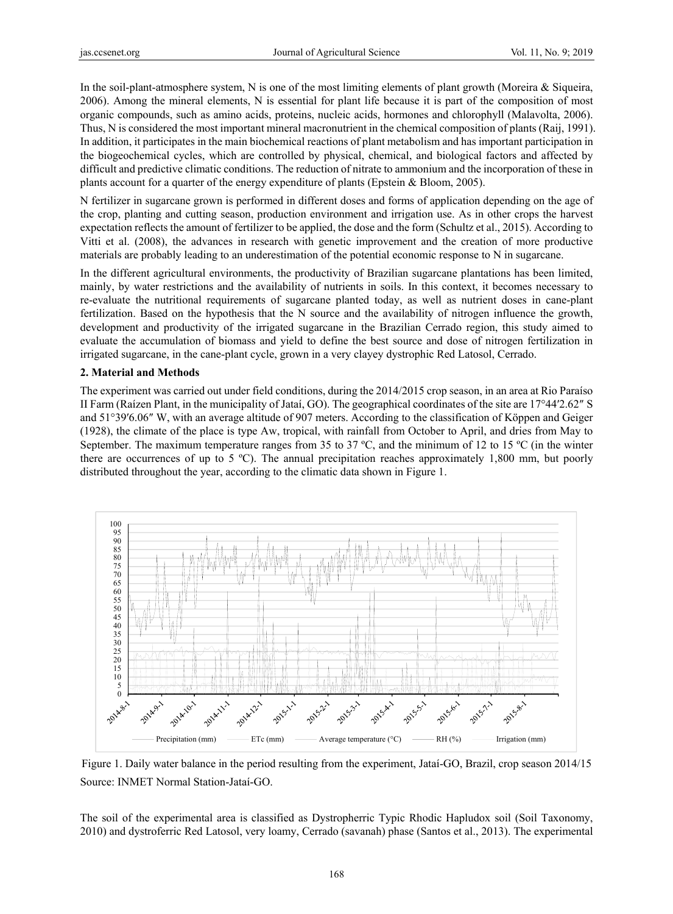In the soil-plant-atmosphere system, N is one of the most limiting elements of plant growth (Moreira & Siqueira, 2006). Among the mineral elements, N is essential for plant life because it is part of the composition of most organic compounds, such as amino acids, proteins, nucleic acids, hormones and chlorophyll (Malavolta, 2006). Thus, N is considered the most important mineral macronutrient in the chemical composition of plants (Raij, 1991). In addition, it participates in the main biochemical reactions of plant metabolism and has important participation in the biogeochemical cycles, which are controlled by physical, chemical, and biological factors and affected by difficult and predictive climatic conditions. The reduction of nitrate to ammonium and the incorporation of these in plants account for a quarter of the energy expenditure of plants (Epstein & Bloom, 2005).

N fertilizer in sugarcane grown is performed in different doses and forms of application depending on the age of the crop, planting and cutting season, production environment and irrigation use. As in other crops the harvest expectation reflects the amount of fertilizer to be applied, the dose and the form (Schultz et al., 2015). According to Vitti et al. (2008), the advances in research with genetic improvement and the creation of more productive materials are probably leading to an underestimation of the potential economic response to N in sugarcane.

In the different agricultural environments, the productivity of Brazilian sugarcane plantations has been limited, mainly, by water restrictions and the availability of nutrients in soils. In this context, it becomes necessary to re-evaluate the nutritional requirements of sugarcane planted today, as well as nutrient doses in cane-plant fertilization. Based on the hypothesis that the N source and the availability of nitrogen influence the growth, development and productivity of the irrigated sugarcane in the Brazilian Cerrado region, this study aimed to evaluate the accumulation of biomass and yield to define the best source and dose of nitrogen fertilization in irrigated sugarcane, in the cane-plant cycle, grown in a very clayey dystrophic Red Latosol, Cerrado.

## 2. Material and Methods

The experiment was carried out under field conditions, during the 2014/2015 crop season, in an area at Rio Paraíso II Farm (Raízen Plant, in the municipality of Jataí, GO). The geographical coordinates of the site are 17°44′2.62″ S and 51°39′6.06″ W, with an average altitude of 907 meters. According to the classification of Köppen and Geiger (1928), the climate of the place is type Aw, tropical, with rainfall from October to April, and dries from May to September. The maximum temperature ranges from 35 to 37 ºC, and the minimum of 12 to 15 ºC (in the winter there are occurrences of up to 5 ºC). The annual precipitation reaches approximately 1,800 mm, but poorly distributed throughout the year, according to the climatic data shown in Figure 1.

Figure 1. Daily water balance in the period resulting from the experiment, Jataí-GO, Brazil, crop season 2014/15

Source: INMET Normal Station-Jataí-GO.

The soil of the experimental area is classified as Dystropherric Typic Rhodic Hapludox soil (Soil Taxonomy, 2010) and dystroferric Red Latosol, very loamy, Cerrado (savanah) phase (Santos et al., 2013). The experimental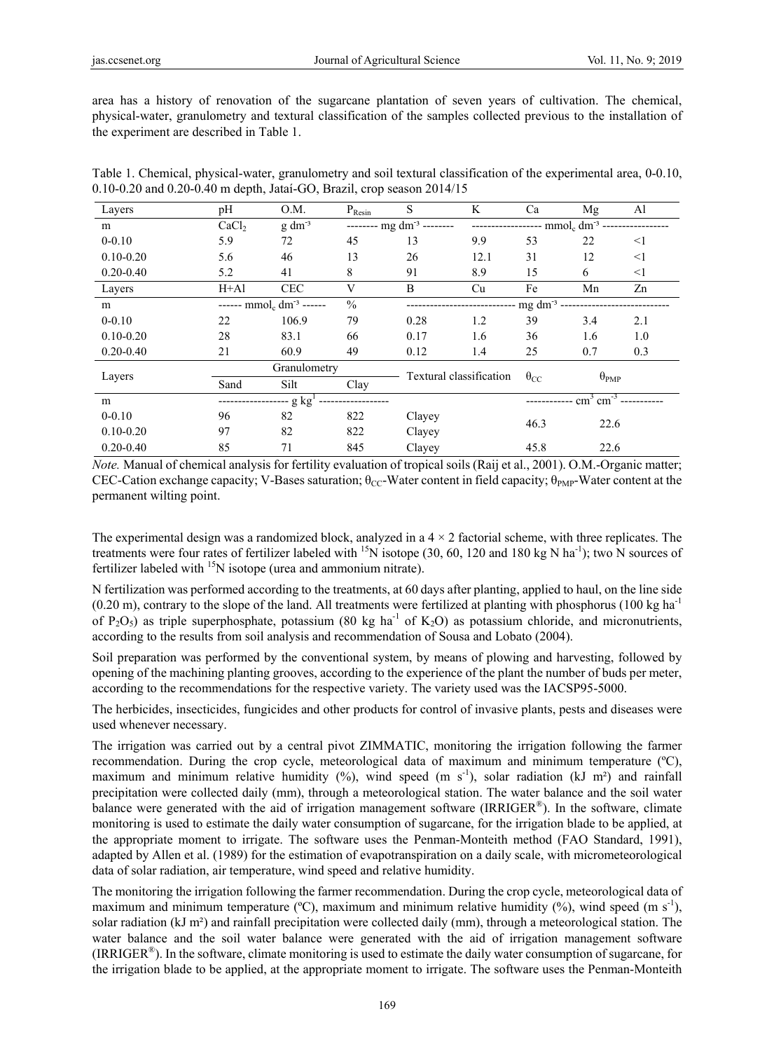area has a history of renovation of the sugarcane plantation of seven years of cultivation. The chemical, physical-water, granulometry and textural classification of the samples collected previous to the installation of the experiment are described in Table 1.

Table 1. Chemical, physical-water, granulometry and soil textural classification of the experimental area, 0-0.10, 0.10-0.20 and 0.20-0.40 m depth, Jataí-GO, Brazil, crop season 2014/15

| Layers | pH | O.M. | $P_{Resin}$ | S | K | Ca | Mg | Al |
|---|---|---|---|---|---|---|---|---|
| m | $CaCl_2$ | g $dm^{-3}$ | -------- mg $dm^{-3}$ -------- | | ------------------ mmol$_c$ $dm^{-3}$ ----------------- | | | |
| 0-0.10 | 5.9 | 72 | 45 | 13 | 9.9 | 53 | 22 | <1 |
| 0.10-0.20 | 5.6 | 46 | 13 | 26 | 12.1 | 31 | 12 | <1 |
| 0.20-0.40 | 5.2 | 41 | 8 | 91 | 8.9 | 15 | 6 | <1 |
| Layers | H+Al | CEC | V | B | Cu | Fe | Mn | Zn |
| m | ------ mmol$_c$ $dm^{-3}$ ------ | | % | ---------------------------- mg $dm^{-3}$ ---------------------------- | | | | |
| 0-0.10 | 22 | 106.9 | 79 | 0.28 | 1.2 | 39 | 3.4 | 2.1 |
| 0.10-0.20 | 28 | 83.1 | 66 | 0.17 | 1.6 | 36 | 1.6 | 1.0 |
| 0.20-0.40 | 21 | 60.9 | 49 | 0.12 | 1.4 | 25 | 0.7 | 0.3 |
| Layers | Granulometry | | | Textural classification | | $\theta_{CC}$ | $\theta_{PMP}$ | |
| | Sand | Silt | Clay | | | | | |
| m | ------------------ g $kg^{-1}$ ------------------ | | | | | ------------ $cm^3$ $cm^{-3}$ ----------- | | |
| 0-0.10 | 96 | 82 | 822 | Clayey | | 46.3 | 22.6 | |
| 0.10-0.20 | 97 | 82 | 822 | Clayey | | | | |
| 0.20-0.40 | 85 | 71 | 845 | Clayey | | 45.8 | 22.6 | |

*Note.* Manual of chemical analysis for fertility evaluation of tropical soils (Raij et al., 2001). O.M.-Organic matter; CEC-Cation exchange capacity; V-Bases saturation; $\theta_{CC}$-Water content in field capacity; $\theta_{PMP}$-Water content at the permanent wilting point.

The experimental design was a randomized block, analyzed in a 4 × 2 factorial scheme, with three replicates. The treatments were four rates of fertilizer labeled with $^{15}N$ isotope (30, 60, 120 and 180 kg N $ha^{-1}$); two N sources of fertilizer labeled with $^{15}N$ isotope (urea and ammonium nitrate).

N fertilization was performed according to the treatments, at 60 days after planting, applied to haul, on the line side (0.20 m), contrary to the slope of the land. All treatments were fertilized at planting with phosphorus (100 kg $ha^{-1}$ of $P_2O_5$) as triple superphosphate, potassium (80 kg $ha^{-1}$ of $K_2O$) as potassium chloride, and micronutrients, according to the results from soil analysis and recommendation of Sousa and Lobato (2004).

Soil preparation was performed by the conventional system, by means of plowing and harvesting, followed by opening of the machining planting grooves, according to the experience of the plant the number of buds per meter, according to the recommendations for the respective variety. The variety used was the IACSP95-5000.

The herbicides, insecticides, fungicides and other products for control of invasive plants, pests and diseases were used whenever necessary.

The irrigation was carried out by a central pivot ZIMMATIC, monitoring the irrigation following the farmer recommendation. During the crop cycle, meteorological data of maximum and minimum temperature (ºC), maximum and minimum relative humidity (%), wind speed (m $s^{-1}$), solar radiation (kJ m²) and rainfall precipitation were collected daily (mm), through a meteorological station. The water balance and the soil water balance were generated with the aid of irrigation management software (IRRIGER®). In the software, climate monitoring is used to estimate the daily water consumption of sugarcane, for the irrigation blade to be applied, at the appropriate moment to irrigate. The software uses the Penman-Monteith method (FAO Standard, 1991), adapted by Allen et al. (1989) for the estimation of evapotranspiration on a daily scale, with micrometeorological data of solar radiation, air temperature, wind speed and relative humidity.

The monitoring the irrigation following the farmer recommendation. During the crop cycle, meteorological data of maximum and minimum temperature (ºC), maximum and minimum relative humidity (%), wind speed (m $s^{-1}$), solar radiation (kJ m²) and rainfall precipitation were collected daily (mm), through a meteorological station. The water balance and the soil water balance were generated with the aid of irrigation management software (IRRIGER®). In the software, climate monitoring is used to estimate the daily water consumption of sugarcane, for the irrigation blade to be applied, at the appropriate moment to irrigate. The software uses the Penman-Monteith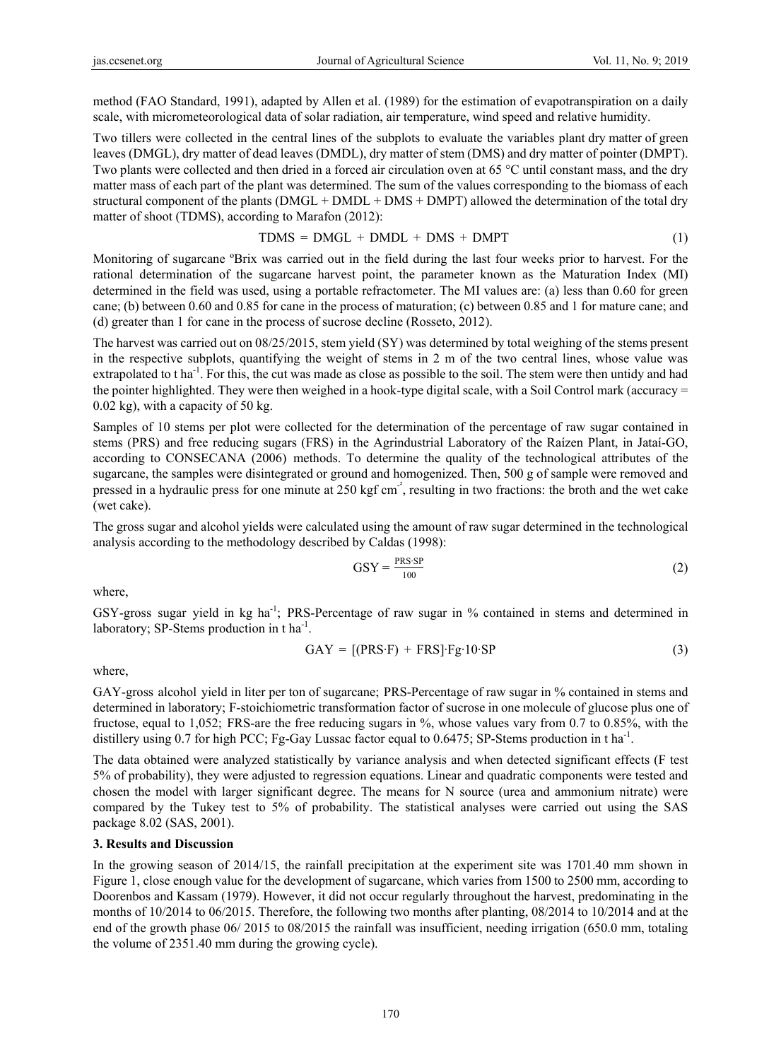method (FAO Standard, 1991), adapted by Allen et al. (1989) for the estimation of evapotranspiration on a daily scale, with micrometeorological data of solar radiation, air temperature, wind speed and relative humidity.

Two tillers were collected in the central lines of the subplots to evaluate the variables plant dry matter of green leaves (DMGL), dry matter of dead leaves (DMDL), dry matter of stem (DMS) and dry matter of pointer (DMPT). Two plants were collected and then dried in a forced air circulation oven at 65 °C until constant mass, and the dry matter mass of each part of the plant was determined. The sum of the values corresponding to the biomass of each structural component of the plants (DMGL + DMDL + DMS + DMPT) allowed the determination of the total dry matter of shoot (TDMS), according to Marafon (2012):

$$TDMS = DMGL + DMDL + DMS + DMPT \tag{1}$$

Monitoring of sugarcane ºBrix was carried out in the field during the last four weeks prior to harvest. For the rational determination of the sugarcane harvest point, the parameter known as the Maturation Index (MI) determined in the field was used, using a portable refractometer. The MI values are: (a) less than 0.60 for green cane; (b) between 0.60 and 0.85 for cane in the process of maturation; (c) between 0.85 and 1 for mature cane; and (d) greater than 1 for cane in the process of sucrose decline (Rosseto, 2012).

The harvest was carried out on 08/25/2015, stem yield (SY) was determined by total weighing of the stems present in the respective subplots, quantifying the weight of stems in 2 m of the two central lines, whose value was extrapolated to t ha$^{-1}$. For this, the cut was made as close as possible to the soil. The stem were then untidy and had the pointer highlighted. They were then weighed in a hook-type digital scale, with a Soil Control mark (accuracy = 0.02 kg), with a capacity of 50 kg.

Samples of 10 stems per plot were collected for the determination of the percentage of raw sugar contained in stems (PRS) and free reducing sugars (FRS) in the Agrindustrial Laboratory of the Raízen Plant, in Jataí-GO, according to CONSECANA (2006) methods. To determine the quality of the technological attributes of the sugarcane, the samples were disintegrated or ground and homogenized. Then, 500 g of sample were removed and pressed in a hydraulic press for one minute at 250 kgf cm$^{-2}$, resulting in two fractions: the broth and the wet cake (wet cake).

The gross sugar and alcohol yields were calculated using the amount of raw sugar determined in the technological analysis according to the methodology described by Caldas (1998):

$$GSY = \frac{PRS \cdot SP}{100} \tag{2}$$

where,

GSY-gross sugar yield in kg ha$^{-1}$; PRS-Percentage of raw sugar in % contained in stems and determined in laboratory; SP-Stems production in t ha$^{-1}$.

$$GAY = [(PRS \cdot F) + FRS] \cdot Fg \cdot 10 \cdot SP \tag{3}$$

where,

GAY-gross alcohol yield in liter per ton of sugarcane; PRS-Percentage of raw sugar in % contained in stems and determined in laboratory; F-stoichiometric transformation factor of sucrose in one molecule of glucose plus one of fructose, equal to 1,052; FRS-are the free reducing sugars in %, whose values vary from 0.7 to 0.85%, with the distillery using 0.7 for high PCC; Fg-Gay Lussac factor equal to 0.6475; SP-Stems production in t ha$^{-1}$.

The data obtained were analyzed statistically by variance analysis and when detected significant effects (F test 5% of probability), they were adjusted to regression equations. Linear and quadratic components were tested and chosen the model with larger significant degree. The means for N source (urea and ammonium nitrate) were compared by the Tukey test to 5% of probability. The statistical analyses were carried out using the SAS package 8.02 (SAS, 2001).

## 3. Results and Discussion

In the growing season of 2014/15, the rainfall precipitation at the experiment site was 1701.40 mm shown in Figure 1, close enough value for the development of sugarcane, which varies from 1500 to 2500 mm, according to Doorenbos and Kassam (1979). However, it did not occur regularly throughout the harvest, predominating in the months of 10/2014 to 06/2015. Therefore, the following two months after planting, 08/2014 to 10/2014 and at the end of the growth phase 06/ 2015 to 08/2015 the rainfall was insufficient, needing irrigation (650.0 mm, totaling the volume of 2351.40 mm during the growing cycle).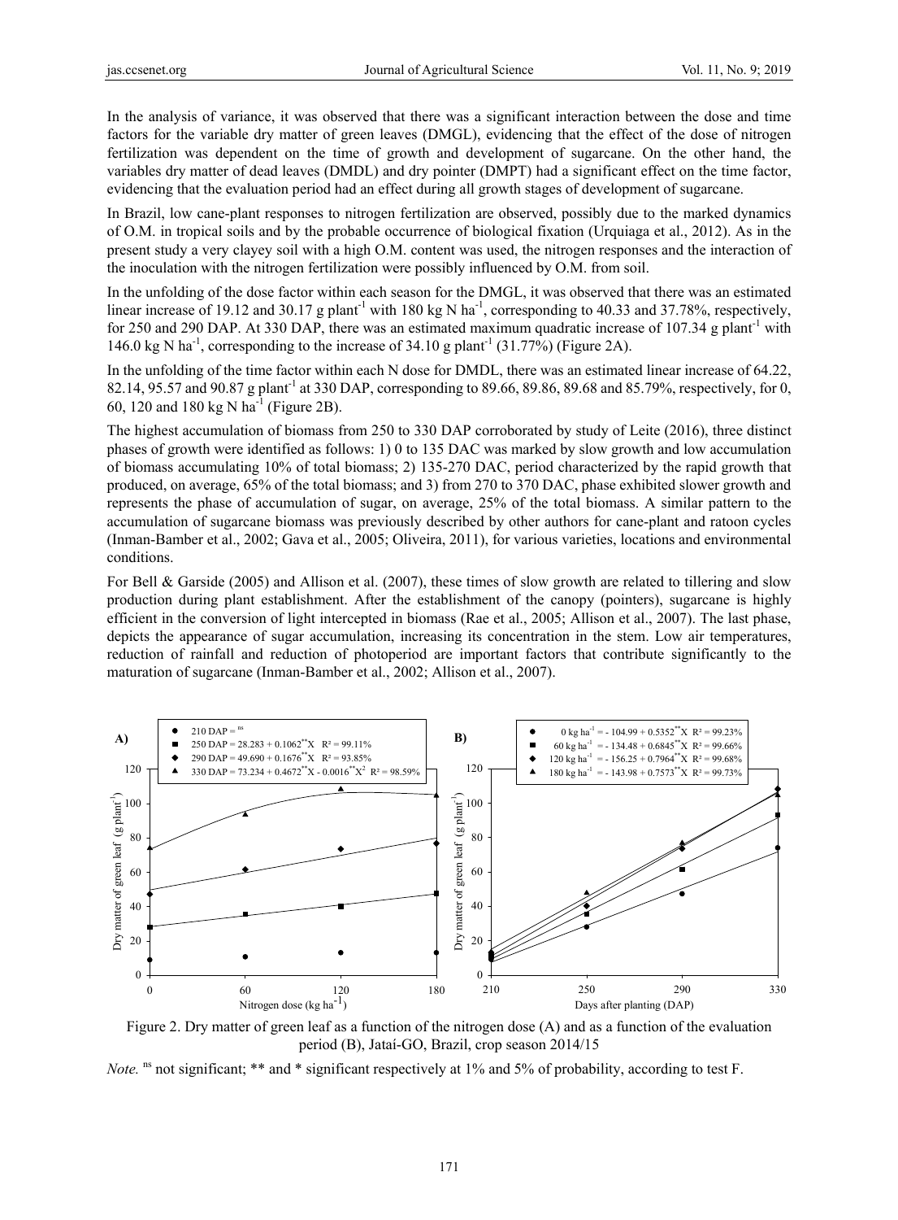In the analysis of variance, it was observed that there was a significant interaction between the dose and time factors for the variable dry matter of green leaves (DMGL), evidencing that the effect of the dose of nitrogen fertilization was dependent on the time of growth and development of sugarcane. On the other hand, the variables dry matter of dead leaves (DMDL) and dry pointer (DMPT) had a significant effect on the time factor, evidencing that the evaluation period had an effect during all growth stages of development of sugarcane.

In Brazil, low cane-plant responses to nitrogen fertilization are observed, possibly due to the marked dynamics of O.M. in tropical soils and by the probable occurrence of biological fixation (Urquiaga et al., 2012). As in the present study a very clayey soil with a high O.M. content was used, the nitrogen responses and the interaction of the inoculation with the nitrogen fertilization were possibly influenced by O.M. from soil.

In the unfolding of the dose factor within each season for the DMGL, it was observed that there was an estimated linear increase of 19.12 and 30.17 g plant$^{-1}$ with 180 kg N ha$^{-1}$, corresponding to 40.33 and 37.78%, respectively, for 250 and 290 DAP. At 330 DAP, there was an estimated maximum quadratic increase of 107.34 g plant$^{-1}$ with 146.0 kg N ha$^{-1}$, corresponding to the increase of 34.10 g plant$^{-1}$ (31.77%) (Figure 2A).

In the unfolding of the time factor within each N dose for DMDL, there was an estimated linear increase of 64.22, 82.14, 95.57 and 90.87 g plant$^{-1}$ at 330 DAP, corresponding to 89.66, 89.86, 89.68 and 85.79%, respectively, for 0, 60, 120 and 180 kg N ha$^{-1}$ (Figure 2B).

The highest accumulation of biomass from 250 to 330 DAP corroborated by study of Leite (2016), three distinct phases of growth were identified as follows: 1) 0 to 135 DAC was marked by slow growth and low accumulation of biomass accumulating 10% of total biomass; 2) 135-270 DAC, period characterized by the rapid growth that produced, on average, 65% of the total biomass; and 3) from 270 to 370 DAC, phase exhibited slower growth and represents the phase of accumulation of sugar, on average, 25% of the total biomass. A similar pattern to the accumulation of sugarcane biomass was previously described by other authors for cane-plant and ratoon cycles (Inman-Bamber et al., 2002; Gava et al., 2005; Oliveira, 2011), for various varieties, locations and environmental conditions.

For Bell & Garside (2005) and Allison et al. (2007), these times of slow growth are related to tillering and slow production during plant establishment. After the establishment of the canopy (pointers), sugarcane is highly efficient in the conversion of light intercepted in biomass (Rae et al., 2005; Allison et al., 2007). The last phase, depicts the appearance of sugar accumulation, increasing its concentration in the stem. Low air temperatures, reduction of rainfall and reduction of photoperiod are important factors that contribute significantly to the maturation of sugarcane (Inman-Bamber et al., 2002; Allison et al., 2007).

A)
- 210 DAP = $^{ns}$
- 250 DAP = $28.283 + 0.1062^{**}X$ $R^2 = 99.11\%$
- 290 DAP = $49.690 + 0.1676^{**}X$ $R^2 = 93.85\%$
- 330 DAP = $73.234 + 0.4672^{**}X - 0.0016^{**}X^2$ $R^2 = 98.59\%$

B)
- 0 kg ha$^{-1}$ = $-104.99 + 0.5352^{**}X$ $R^2 = 99.23\%$
- 60 kg ha$^{-1}$ = $-134.48 + 0.6845^{**}X$ $R^2 = 99.66\%$
- 120 kg ha$^{-1}$ = $-156.25 + 0.7964^{**}X$ $R^2 = 99.68\%$
- 180 kg ha$^{-1}$ = $-143.98 + 0.7573^{**}X$ $R^2 = 99.73\%$

Figure 2. Dry matter of green leaf as a function of the nitrogen dose (A) and as a function of the evaluation period (B), Jataí-GO, Brazil, crop season 2014/15

*Note.* $^{ns}$ not significant; ** and * significant respectively at 1% and 5% of probability, according to test F.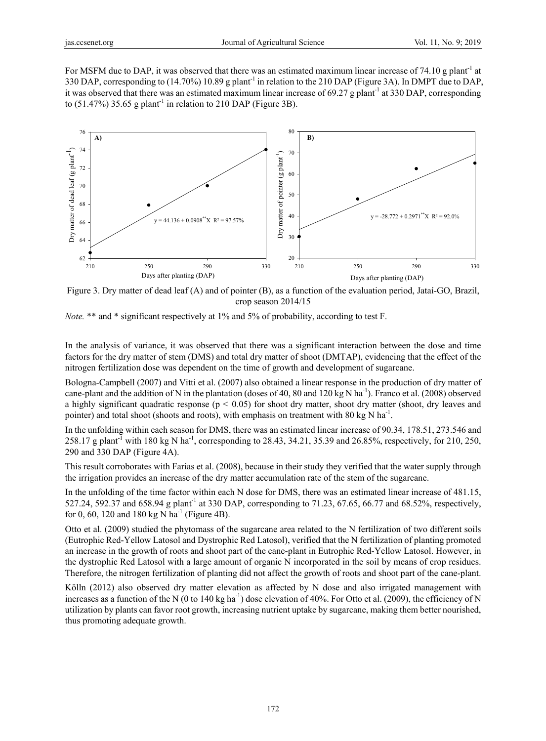For MSFM due to DAP, it was observed that there was an estimated maximum linear increase of 74.10 g plant$^{-1}$ at 330 DAP, corresponding to (14.70%) 10.89 g plant$^{-1}$ in relation to the 210 DAP (Figure 3A). In DMPT due to DAP, it was observed that there was an estimated maximum linear increase of 69.27 g plant$^{-1}$ at 330 DAP, corresponding to (51.47%) 35.65 g plant$^{-1}$ in relation to 210 DAP (Figure 3B).

Figure 3. Dry matter of dead leaf (A) and of pointer (B), as a function of the evaluation period, Jataí-GO, Brazil, crop season 2014/15

*Note.* ** and * significant respectively at 1% and 5% of probability, according to test F.

In the analysis of variance, it was observed that there was a significant interaction between the dose and time factors for the dry matter of stem (DMS) and total dry matter of shoot (DMTAP), evidencing that the effect of the nitrogen fertilization dose was dependent on the time of growth and development of sugarcane.

Bologna-Campbell (2007) and Vitti et al. (2007) also obtained a linear response in the production of dry matter of cane-plant and the addition of N in the plantation (doses of 40, 80 and 120 kg N ha$^{-1}$). Franco et al. (2008) observed a highly significant quadratic response ($p < 0.05$) for shoot dry matter, shoot dry matter (shoot, dry leaves and pointer) and total shoot (shoots and roots), with emphasis on treatment with 80 kg N ha$^{-1}$.

In the unfolding within each season for DMS, there was an estimated linear increase of 90.34, 178.51, 273.546 and 258.17 g plant$^{-1}$ with 180 kg N ha$^{-1}$, corresponding to 28.43, 34.21, 35.39 and 26.85%, respectively, for 210, 250, 290 and 330 DAP (Figure 4A).

This result corroborates with Farias et al. (2008), because in their study they verified that the water supply through the irrigation provides an increase of the dry matter accumulation rate of the stem of the sugarcane.

In the unfolding of the time factor within each N dose for DMS, there was an estimated linear increase of 481.15, 527.24, 592.37 and 658.94 g plant$^{-1}$ at 330 DAP, corresponding to 71.23, 67.65, 66.77 and 68.52%, respectively, for 0, 60, 120 and 180 kg N ha$^{-1}$ (Figure 4B).

Otto et al. (2009) studied the phytomass of the sugarcane area related to the N fertilization of two different soils (Eutrophic Red-Yellow Latosol and Dystrophic Red Latosol), verified that the N fertilization of planting promoted an increase in the growth of roots and shoot part of the cane-plant in Eutrophic Red-Yellow Latosol. However, in the dystrophic Red Latosol with a large amount of organic N incorporated in the soil by means of crop residues. Therefore, the nitrogen fertilization of planting did not affect the growth of roots and shoot part of the cane-plant.

Kölln (2012) also observed dry matter elevation as affected by N dose and also irrigated management with increases as a function of the N (0 to 140 kg ha$^{-1}$) dose elevation of 40%. For Otto et al. (2009), the efficiency of N utilization by plants can favor root growth, increasing nutrient uptake by sugarcane, making them better nourished, thus promoting adequate growth.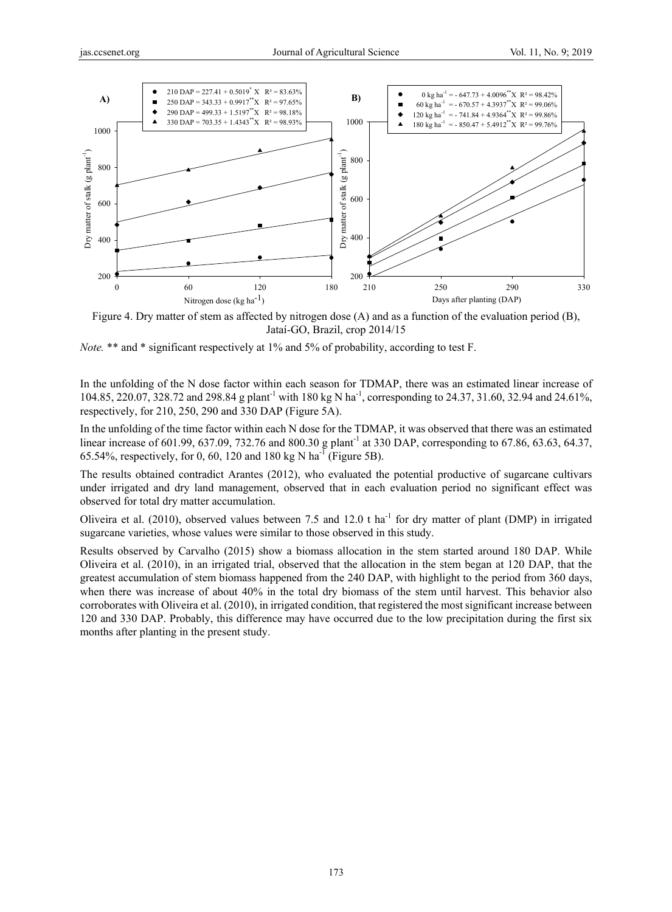Figure 4. Dry matter of stem as affected by nitrogen dose (A) and as a function of the evaluation period (B), Jataí-GO, Brazil, crop 2014/15

*Note.* ** and * significant respectively at 1% and 5% of probability, according to test F.

In the unfolding of the N dose factor within each season for TDMAP, there was an estimated linear increase of 104.85, 220.07, 328.72 and 298.84 g plant$^{-1}$ with 180 kg N ha$^{-1}$, corresponding to 24.37, 31.60, 32.94 and 24.61%, respectively, for 210, 250, 290 and 330 DAP (Figure 5A).

In the unfolding of the time factor within each N dose for the TDMAP, it was observed that there was an estimated linear increase of 601.99, 637.09, 732.76 and 800.30 g plant$^{-1}$ at 330 DAP, corresponding to 67.86, 63.63, 64.37, 65.54%, respectively, for 0, 60, 120 and 180 kg N ha$^{-1}$ (Figure 5B).

The results obtained contradict Arantes (2012), who evaluated the potential productive of sugarcane cultivars under irrigated and dry land management, observed that in each evaluation period no significant effect was observed for total dry matter accumulation.

Oliveira et al. (2010), observed values between 7.5 and 12.0 t ha$^{-1}$ for dry matter of plant (DMP) in irrigated sugarcane varieties, whose values were similar to those observed in this study.

Results observed by Carvalho (2015) show a biomass allocation in the stem started around 180 DAP. While Oliveira et al. (2010), in an irrigated trial, observed that the allocation in the stem began at 120 DAP, that the greatest accumulation of stem biomass happened from the 240 DAP, with highlight to the period from 360 days, when there was increase of about 40% in the total dry biomass of the stem until harvest. This behavior also corroborates with Oliveira et al. (2010), in irrigated condition, that registered the most significant increase between 120 and 330 DAP. Probably, this difference may have occurred due to the low precipitation during the first six months after planting in the present study.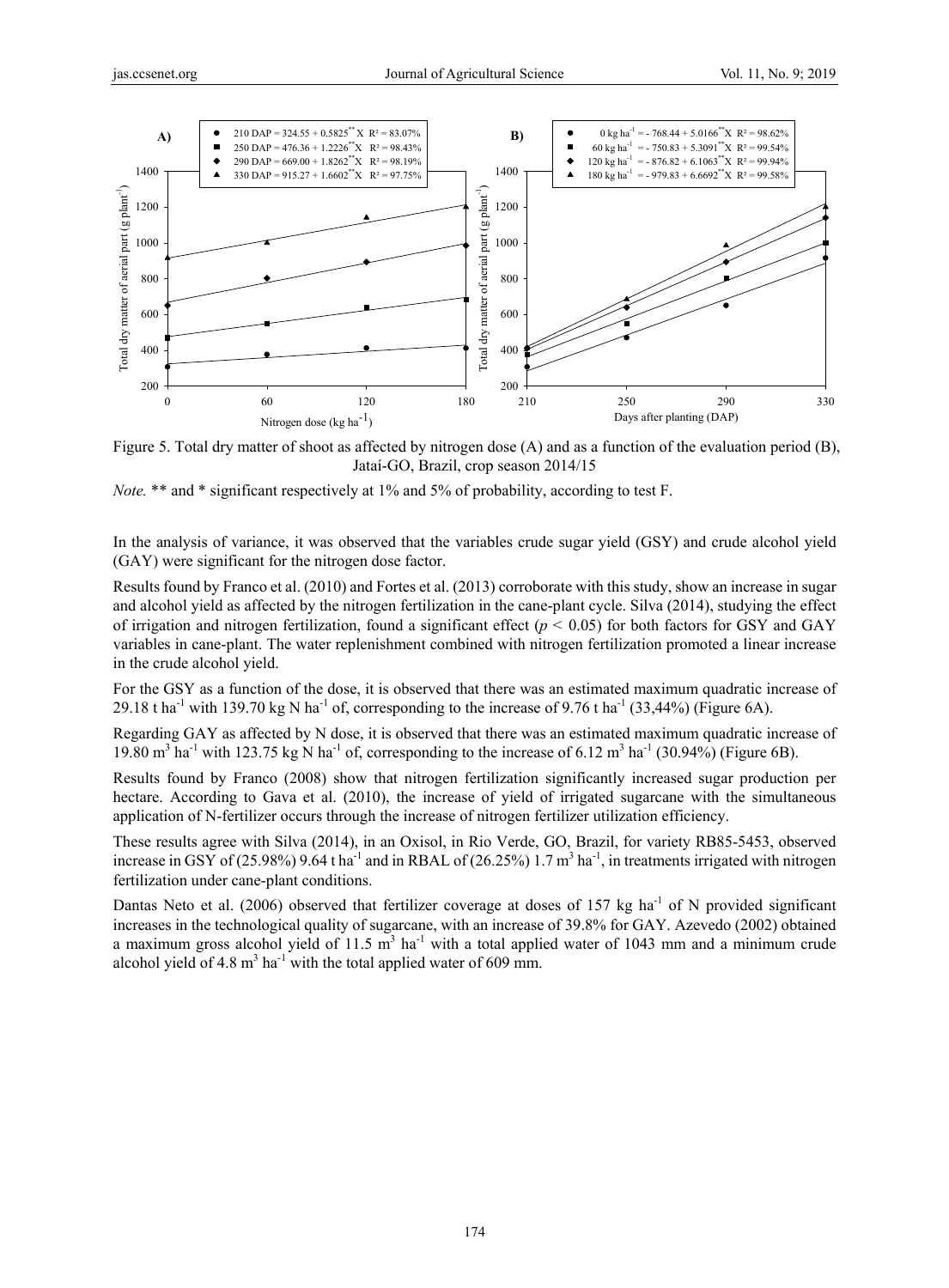Figure 5. Total dry matter of shoot as affected by nitrogen dose (A) and as a function of the evaluation period (B), Jataí-GO, Brazil, crop season 2014/15

*Note.* ** and * significant respectively at 1% and 5% of probability, according to test F.

In the analysis of variance, it was observed that the variables crude sugar yield (GSY) and crude alcohol yield (GAY) were significant for the nitrogen dose factor.

Results found by Franco et al. (2010) and Fortes et al. (2013) corroborate with this study, show an increase in sugar and alcohol yield as affected by the nitrogen fertilization in the cane-plant cycle. Silva (2014), studying the effect of irrigation and nitrogen fertilization, found a significant effect ($p < 0.05$) for both factors for GSY and GAY variables in cane-plant. The water replenishment combined with nitrogen fertilization promoted a linear increase in the crude alcohol yield.

For the GSY as a function of the dose, it is observed that there was an estimated maximum quadratic increase of 29.18 t $ha^{-1}$ with 139.70 kg N $ha^{-1}$ of, corresponding to the increase of 9.76 t $ha^{-1}$ (33,44%) (Figure 6A).

Regarding GAY as affected by N dose, it is observed that there was an estimated maximum quadratic increase of 19.80 $m^3$ $ha^{-1}$ with 123.75 kg N $ha^{-1}$ of, corresponding to the increase of 6.12 $m^3$ $ha^{-1}$ (30.94%) (Figure 6B).

Results found by Franco (2008) show that nitrogen fertilization significantly increased sugar production per hectare. According to Gava et al. (2010), the increase of yield of irrigated sugarcane with the simultaneous application of N-fertilizer occurs through the increase of nitrogen fertilizer utilization efficiency.

These results agree with Silva (2014), in an Oxisol, in Rio Verde, GO, Brazil, for variety RB85-5453, observed increase in GSY of (25.98%) 9.64 t $ha^{-1}$ and in RBAL of (26.25%) 1.7 $m^3$ $ha^{-1}$, in treatments irrigated with nitrogen fertilization under cane-plant conditions.

Dantas Neto et al. (2006) observed that fertilizer coverage at doses of 157 kg $ha^{-1}$ of N provided significant increases in the technological quality of sugarcane, with an increase of 39.8% for GAY. Azevedo (2002) obtained a maximum gross alcohol yield of 11.5 $m^3$ $ha^{-1}$ with a total applied water of 1043 mm and a minimum crude alcohol yield of 4.8 $m^3$ $ha^{-1}$ with the total applied water of 609 mm.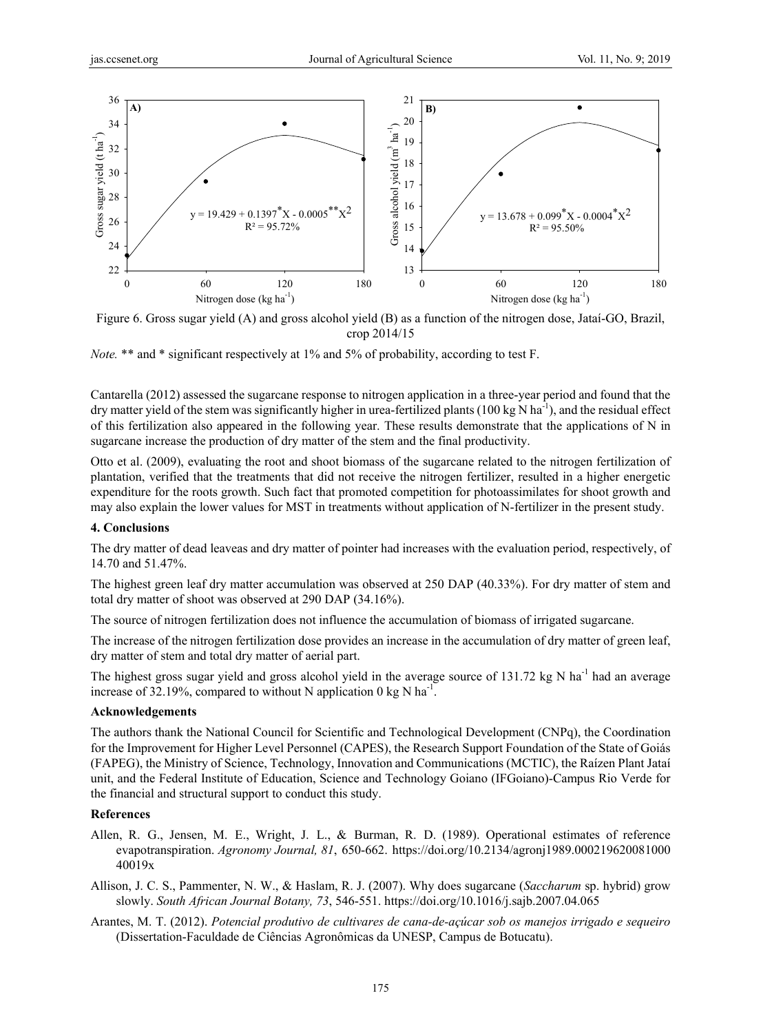Figure 6. Gross sugar yield (A) and gross alcohol yield (B) as a function of the nitrogen dose, Jataí-GO, Brazil, crop 2014/15

*Note.* ** and * significant respectively at 1% and 5% of probability, according to test F.

Cantarella (2012) assessed the sugarcane response to nitrogen application in a three-year period and found that the dry matter yield of the stem was significantly higher in urea-fertilized plants (100 kg N ha$^{-1}$), and the residual effect of this fertilization also appeared in the following year. These results demonstrate that the applications of N in sugarcane increase the production of dry matter of the stem and the final productivity.

Otto et al. (2009), evaluating the root and shoot biomass of the sugarcane related to the nitrogen fertilization of plantation, verified that the treatments that did not receive the nitrogen fertilizer, resulted in a higher energetic expenditure for the roots growth. Such fact that promoted competition for photoassimilates for shoot growth and may also explain the lower values for MST in treatments without application of N-fertilizer in the present study.

### 4. Conclusions

The dry matter of dead leaveas and dry matter of pointer had increases with the evaluation period, respectively, of 14.70 and 51.47%.

The highest green leaf dry matter accumulation was observed at 250 DAP (40.33%). For dry matter of stem and total dry matter of shoot was observed at 290 DAP (34.16%).

The source of nitrogen fertilization does not influence the accumulation of biomass of irrigated sugarcane.

The increase of the nitrogen fertilization dose provides an increase in the accumulation of dry matter of green leaf, dry matter of stem and total dry matter of aerial part.

The highest gross sugar yield and gross alcohol yield in the average source of 131.72 kg N ha$^{-1}$ had an average increase of 32.19%, compared to without N application 0 kg N ha$^{-1}$.

### Acknowledgements

The authors thank the National Council for Scientific and Technological Development (CNPq), the Coordination for the Improvement for Higher Level Personnel (CAPES), the Research Support Foundation of the State of Goiás (FAPEG), the Ministry of Science, Technology, Innovation and Communications (MCTIC), the Raízen Plant Jataí unit, and the Federal Institute of Education, Science and Technology Goiano (IFGoiano)-Campus Rio Verde for the financial and structural support to conduct this study.

### References

Allen, R. G., Jensen, M. E., Wright, J. L., & Burman, R. D. (1989). Operational estimates of reference evapotranspiration. *Agronomy Journal, 81*, 650-662. https://doi.org/10.2134/agronj1989.00021962008100040019x

Allison, J. C. S., Pammenter, N. W., & Haslam, R. J. (2007). Why does sugarcane (*Saccharum* sp. hybrid) grow slowly. *South African Journal Botany, 73*, 546-551. https://doi.org/10.1016/j.sajb.2007.04.065

Arantes, M. T. (2012). *Potencial produtivo de cultivares de cana-de-açúcar sob os manejos irrigado e sequeiro* (Dissertation-Faculdade de Ciências Agronômicas da UNESP, Campus de Botucatu).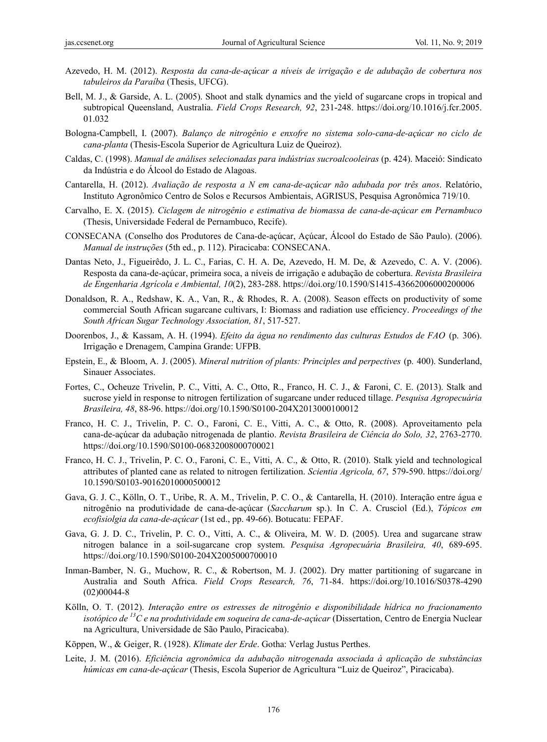Azevedo, H. M. (2012). *Resposta da cana-de-açúcar a níveis de irrigação e de adubação de cobertura nos tabuleiros da Paraíba* (Thesis, UFCG).

Bell, M. J., & Garside, A. L. (2005). Shoot and stalk dynamics and the yield of sugarcane crops in tropical and subtropical Queensland, Australia. *Field Crops Research, 92*, 231-248. https://doi.org/10.1016/j.fcr.2005.01.032

Bologna-Campbell, I. (2007). *Balanço de nitrogênio e enxofre no sistema solo-cana-de-açúcar no ciclo de cana-planta* (Thesis-Escola Superior de Agricultura Luiz de Queiroz).

Caldas, C. (1998). *Manual de análises selecionadas para indústrias sucroalcooleiras* (p. 424). Maceió: Sindicato da Indústria e do Álcool do Estado de Alagoas.

Cantarella, H. (2012). *Avaliação de resposta a N em cana-de-açúcar não adubada por três anos*. Relatório, Instituto Agronômico Centro de Solos e Recursos Ambientais, AGRISUS, Pesquisa Agronômica 719/10.

Carvalho, E. X. (2015). *Ciclagem de nitrogênio e estimativa de biomassa de cana-de-açúcar em Pernambuco* (Thesis, Universidade Federal de Pernambuco, Recife).

CONSECANA (Conselho dos Produtores de Cana-de-açúcar, Açúcar, Álcool do Estado de São Paulo). (2006). *Manual de instruções* (5th ed., p. 112). Piracicaba: CONSECANA.

Dantas Neto, J., Figueirêdo, J. L. C., Farias, C. H. A. De, Azevedo, H. M. De, & Azevedo, C. A. V. (2006). Resposta da cana-de-açúcar, primeira soca, a níveis de irrigação e adubação de cobertura. *Revista Brasileira de Engenharia Agrícola e Ambiental, 10*(2), 283-288. https://doi.org/10.1590/S1415-43662006000200006

Donaldson, R. A., Redshaw, K. A., Van, R., & Rhodes, R. A. (2008). Season effects on productivity of some commercial South African sugarcane cultivars, I: Biomass and radiation use efficiency. *Proceedings of the South African Sugar Technology Association, 81*, 517-527.

Doorenbos, J., & Kassam, A. H. (1994). *Efeito da água no rendimento das culturas Estudos de FAO* (p. 306). Irrigação e Drenagem, Campina Grande: UFPB.

Epstein, E., & Bloom, A. J. (2005). *Mineral nutrition of plants: Principles and perpectives* (p. 400). Sunderland, Sinauer Associates.

Fortes, C., Ocheuze Trivelin, P. C., Vitti, A. C., Otto, R., Franco, H. C. J., & Faroni, C. E. (2013). Stalk and sucrose yield in response to nitrogen fertilization of sugarcane under reduced tillage. *Pesquisa Agropecuária Brasileira, 48*, 88-96. https://doi.org/10.1590/S0100-204X2013000100012

Franco, H. C. J., Trivelin, P. C. O., Faroni, C. E., Vitti, A. C., & Otto, R. (2008). Aproveitamento pela cana-de-açúcar da adubação nitrogenada de plantio. *Revista Brasileira de Ciência do Solo, 32*, 2763-2770. https://doi.org/10.1590/S0100-06832008000700021

Franco, H. C. J., Trivelin, P. C. O., Faroni, C. E., Vitti, A. C., & Otto, R. (2010). Stalk yield and technological attributes of planted cane as related to nitrogen fertilization. *Scientia Agricola, 67*, 579-590. https://doi.org/10.1590/S0103-90162010000500012

Gava, G. J. C., Kölln, O. T., Uribe, R. A. M., Trivelin, P. C. O., & Cantarella, H. (2010). Interação entre água e nitrogênio na produtividade de cana-de-açúcar (*Saccharum* sp.). In C. A. Crusciol (Ed.), *Tópicos em ecofisiolgia da cana-de-açúcar* (1st ed., pp. 49-66). Botucatu: FEPAF.

Gava, G. J. D. C., Trivelin, P. C. O., Vitti, A. C., & Oliveira, M. W. D. (2005). Urea and sugarcane straw nitrogen balance in a soil-sugarcane crop system. *Pesquisa Agropecuária Brasileira, 40*, 689-695. https://doi.org/10.1590/S0100-204X2005000700010

Inman-Bamber, N. G., Muchow, R. C., & Robertson, M. J. (2002). Dry matter partitioning of sugarcane in Australia and South Africa. *Field Crops Research, 76*, 71-84. https://doi.org/10.1016/S0378-4290(02)00044-8

Kölln, O. T. (2012). *Interação entre os estresses de nitrogênio e disponibilidade hídrica no fracionamento isotópico de $^{13}C$ e na produtividade em soqueira de cana-de-açúcar* (Dissertation, Centro de Energia Nuclear na Agricultura, Universidade de São Paulo, Piracicaba).

Köppen, W., & Geiger, R. (1928). *Klimate der Erde*. Gotha: Verlag Justus Perthes.

Leite, J. M. (2016). *Eficiência agronômica da adubação nitrogenada associada à aplicação de substâncias húmicas em cana-de-açúcar* (Thesis, Escola Superior de Agricultura "Luiz de Queiroz", Piracicaba).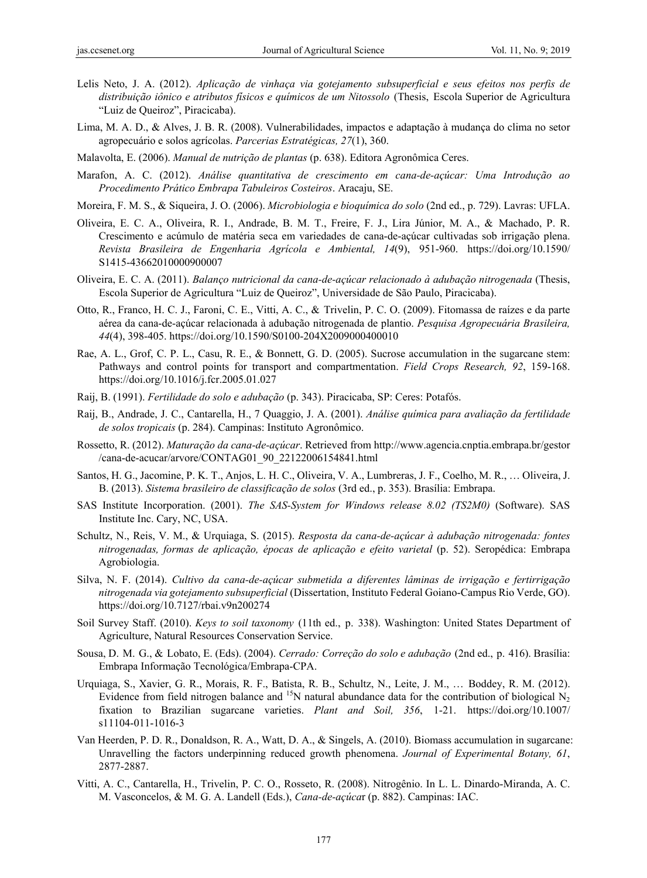Lelis Neto, J. A. (2012). *Aplicação de vinhaça via gotejamento subsuperficial e seus efeitos nos perfis de distribuição iônico e atributos físicos e químicos de um Nitossolo* (Thesis, Escola Superior de Agricultura "Luiz de Queiroz", Piracicaba).

Lima, M. A. D., & Alves, J. B. R. (2008). Vulnerabilidades, impactos e adaptação à mudança do clima no setor agropecuário e solos agrícolas. *Parcerias Estratégicas, 27*(1), 360.

Malavolta, E. (2006). *Manual de nutrição de plantas* (p. 638). Editora Agronômica Ceres.

Marafon, A. C. (2012). *Análise quantitativa de crescimento em cana-de-açúcar: Uma Introdução ao Procedimento Prático Embrapa Tabuleiros Costeiros*. Aracaju, SE.

Moreira, F. M. S., & Siqueira, J. O. (2006). *Microbiologia e bioquímica do solo* (2nd ed., p. 729). Lavras: UFLA.

Oliveira, E. C. A., Oliveira, R. I., Andrade, B. M. T., Freire, F. J., Lira Júnior, M. A., & Machado, P. R. Crescimento e acúmulo de matéria seca em variedades de cana-de-açúcar cultivadas sob irrigação plena. *Revista Brasileira de Engenharia Agrícola e Ambiental, 14*(9), 951-960. https://doi.org/10.1590/S1415-43662010000900007

Oliveira, E. C. A. (2011). *Balanço nutricional da cana-de-açúcar relacionado à adubação nitrogenada* (Thesis, Escola Superior de Agricultura "Luiz de Queiroz", Universidade de São Paulo, Piracicaba).

Otto, R., Franco, H. C. J., Faroni, C. E., Vitti, A. C., & Trivelin, P. C. O. (2009). Fitomassa de raízes e da parte aérea da cana-de-açúcar relacionada à adubação nitrogenada de plantio. *Pesquisa Agropecuária Brasileira, 44*(4), 398-405. https://doi.org/10.1590/S0100-204X2009000400010

Rae, A. L., Grof, C. P. L., Casu, R. E., & Bonnett, G. D. (2005). Sucrose accumulation in the sugarcane stem: Pathways and control points for transport and compartmentation. *Field Crops Research, 92*, 159-168. https://doi.org/10.1016/j.fcr.2005.01.027

Raij, B. (1991). *Fertilidade do solo e adubação* (p. 343). Piracicaba, SP: Ceres: Potafós.

Raij, B., Andrade, J. C., Cantarella, H., 7 Quaggio, J. A. (2001). *Análise química para avaliação da fertilidade de solos tropicais* (p. 284). Campinas: Instituto Agronômico.

Rossetto, R. (2012). *Maturação da cana-de-açúcar*. Retrieved from http://www.agencia.cnptia.embrapa.br/gestor/cana-de-acucar/arvore/CONTAG01_90_22122006154841.html

Santos, H. G., Jacomine, P. K. T., Anjos, L. H. C., Oliveira, V. A., Lumbreras, J. F., Coelho, M. R., … Oliveira, J. B. (2013). *Sistema brasileiro de classificação de solos* (3rd ed., p. 353). Brasília: Embrapa.

SAS Institute Incorporation. (2001). *The SAS-System for Windows release 8.02 (TS2M0)* (Software). SAS Institute Inc. Cary, NC, USA.

Schultz, N., Reis, V. M., & Urquiaga, S. (2015). *Resposta da cana-de-açúcar à adubação nitrogenada: fontes nitrogenadas, formas de aplicação, épocas de aplicação e efeito varietal* (p. 52). Seropédica: Embrapa Agrobiologia.

Silva, N. F. (2014). *Cultivo da cana-de-açúcar submetida a diferentes lâminas de irrigação e fertirrigação nitrogenada via gotejamento subsuperficial* (Dissertation, Instituto Federal Goiano-Campus Rio Verde, GO). https://doi.org/10.7127/rbai.v9n200274

Soil Survey Staff. (2010). *Keys to soil taxonomy* (11th ed., p. 338). Washington: United States Department of Agriculture, Natural Resources Conservation Service.

Sousa, D. M. G., & Lobato, E. (Eds). (2004). *Cerrado: Correção do solo e adubação* (2nd ed., p. 416). Brasília: Embrapa Informação Tecnológica/Embrapa-CPA.

Urquiaga, S., Xavier, G. R., Morais, R. F., Batista, R. B., Schultz, N., Leite, J. M., … Boddey, R. M. (2012). Evidence from field nitrogen balance and $^{15}N$ natural abundance data for the contribution of biological $N_2$ fixation to Brazilian sugarcane varieties. *Plant and Soil, 356*, 1-21. https://doi.org/10.1007/s11104-011-1016-3

Van Heerden, P. D. R., Donaldson, R. A., Watt, D. A., & Singels, A. (2010). Biomass accumulation in sugarcane: Unravelling the factors underpinning reduced growth phenomena. *Journal of Experimental Botany, 61*, 2877-2887.

Vitti, A. C., Cantarella, H., Trivelin, P. C. O., Rosseto, R. (2008). Nitrogênio. In L. L. Dinardo-Miranda, A. C. M. Vasconcelos, & M. G. A. Landell (Eds.), *Cana-de-açúcar* (p. 882). Campinas: IAC.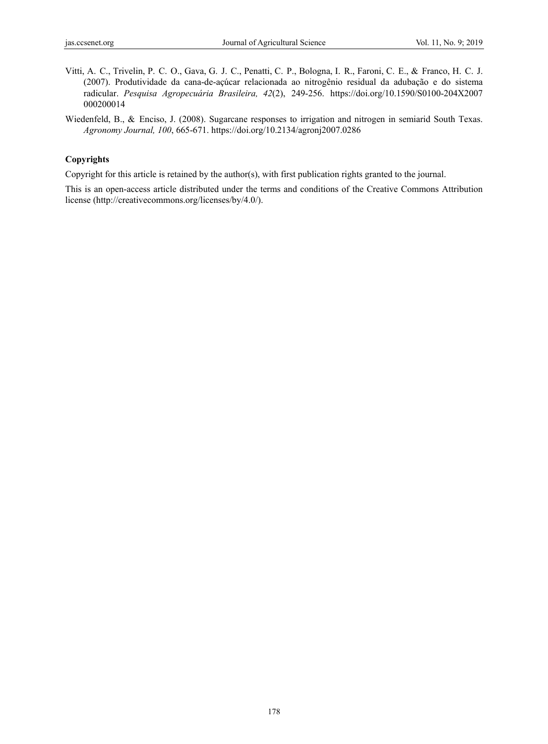Vitti, A. C., Trivelin, P. C. O., Gava, G. J. C., Penatti, C. P., Bologna, I. R., Faroni, C. E., & Franco, H. C. J. (2007). Produtividade da cana-de-açúcar relacionada ao nitrogênio residual da adubação e do sistema radicular. *Pesquisa Agropecuária Brasileira, 42*(2), 249-256. https://doi.org/10.1590/S0100-204X2007000200014

Wiedenfeld, B., & Enciso, J. (2008). Sugarcane responses to irrigation and nitrogen in semiarid South Texas. *Agronomy Journal, 100*, 665-671. https://doi.org/10.2134/agronj2007.0286

## Copyrights

Copyright for this article is retained by the author(s), with first publication rights granted to the journal.

This is an open-access article distributed under the terms and conditions of the Creative Commons Attribution license (http://creativecommons.org/licenses/by/4.0/).